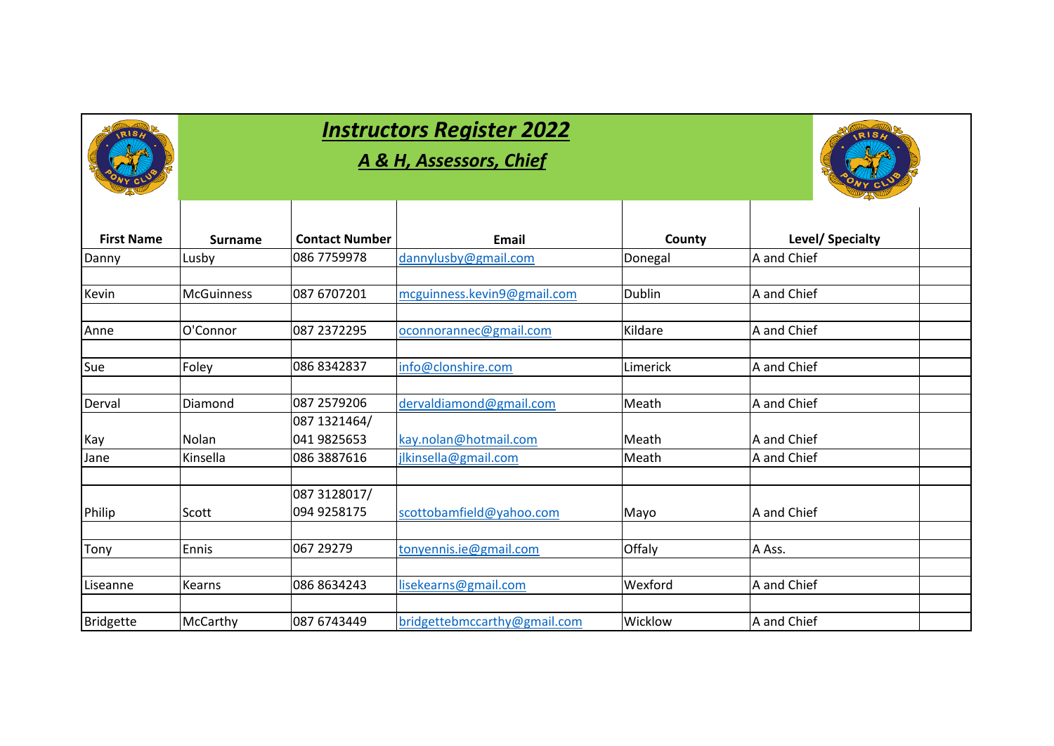# ***Instructors Register 2022***

## ***A & H, Assessors, Chief***

| First Name | Surname | Contact Number | Email | County | Level/ Specialty |
|---|---|---|---|---|---|
| Danny | Lusby | 086 7759978 | dannylusby@gmail.com | Donegal | A and Chief |
| Kevin | McGuinness | 087 6707201 | mcguinness.kevin9@gmail.com | Dublin | A and Chief |
| Anne | O'Connor | 087 2372295 | oconnorannec@gmail.com | Kildare | A and Chief |
| Sue | Foley | 086 8342837 | info@clonshire.com | Limerick | A and Chief |
| Derval | Diamond | 087 2579206 | dervaldiamond@gmail.com | Meath | A and Chief |
| Kay | Nolan | 087 1321464/ 041 9825653 | kay.nolan@hotmail.com | Meath | A and Chief |
| Jane | Kinsella | 086 3887616 | jlkinsella@gmail.com | Meath | A and Chief |
| Philip | Scott | 087 3128017/ 094 9258175 | scottobamfield@yahoo.com | Mayo | A and Chief |
| Tony | Ennis | 067 29279 | tonyennis.ie@gmail.com | Offaly | A Ass. |
| Liseanne | Kearns | 086 8634243 | lisekearns@gmail.com | Wexford | A and Chief |
| Bridgette | McCarthy | 087 6743449 | bridgettebmccarthy@gmail.com | Wicklow | A and Chief |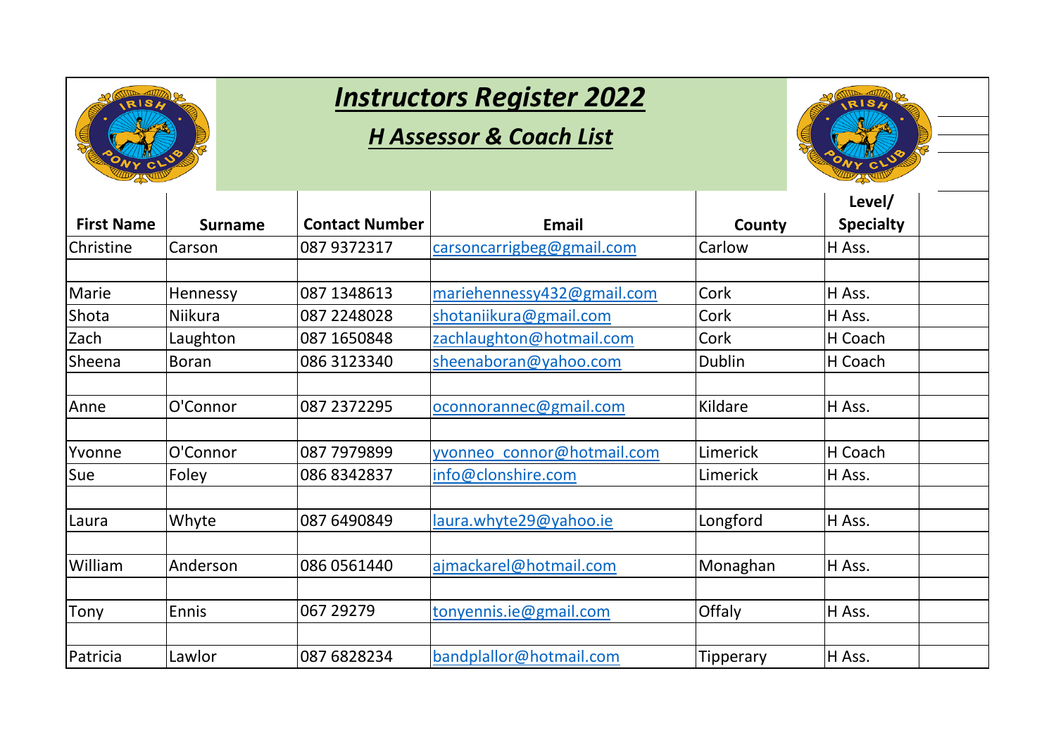# *Instructors Register 2022*

## *H Assessor & Coach List*

| First Name | Surname | Contact Number | Email | County | Level/ Specialty | |
|---|---|---|---|---|---|---|
| Christine | Carson | 087 9372317 | carsoncarrigbeg@gmail.com | Carlow | H Ass. | |
| | | | | | | |
| Marie | Hennessy | 087 1348613 | mariehennessy432@gmail.com | Cork | H Ass. | |
| Shota | Niikura | 087 2248028 | shotaniikura@gmail.com | Cork | H Ass. | |
| Zach | Laughton | 087 1650848 | zachlaughton@hotmail.com | Cork | H Coach | |
| Sheena | Boran | 086 3123340 | sheenaboran@yahoo.com | Dublin | H Coach | |
| | | | | | | |
| Anne | O'Connor | 087 2372295 | oconnorannec@gmail.com | Kildare | H Ass. | |
| | | | | | | |
| Yvonne | O'Connor | 087 7979899 | yvonneo_connor@hotmail.com | Limerick | H Coach | |
| Sue | Foley | 086 8342837 | info@clonshire.com | Limerick | H Ass. | |
| | | | | | | |
| Laura | Whyte | 087 6490849 | laura.whyte29@yahoo.ie | Longford | H Ass. | |
| | | | | | | |
| William | Anderson | 086 0561440 | ajmackarel@hotmail.com | Monaghan | H Ass. | |
| | | | | | | |
| Tony | Ennis | 067 29279 | tonyennis.ie@gmail.com | Offaly | H Ass. | |
| | | | | | | |
| Patricia | Lawlor | 087 6828234 | bandplallor@hotmail.com | Tipperary | H Ass. | |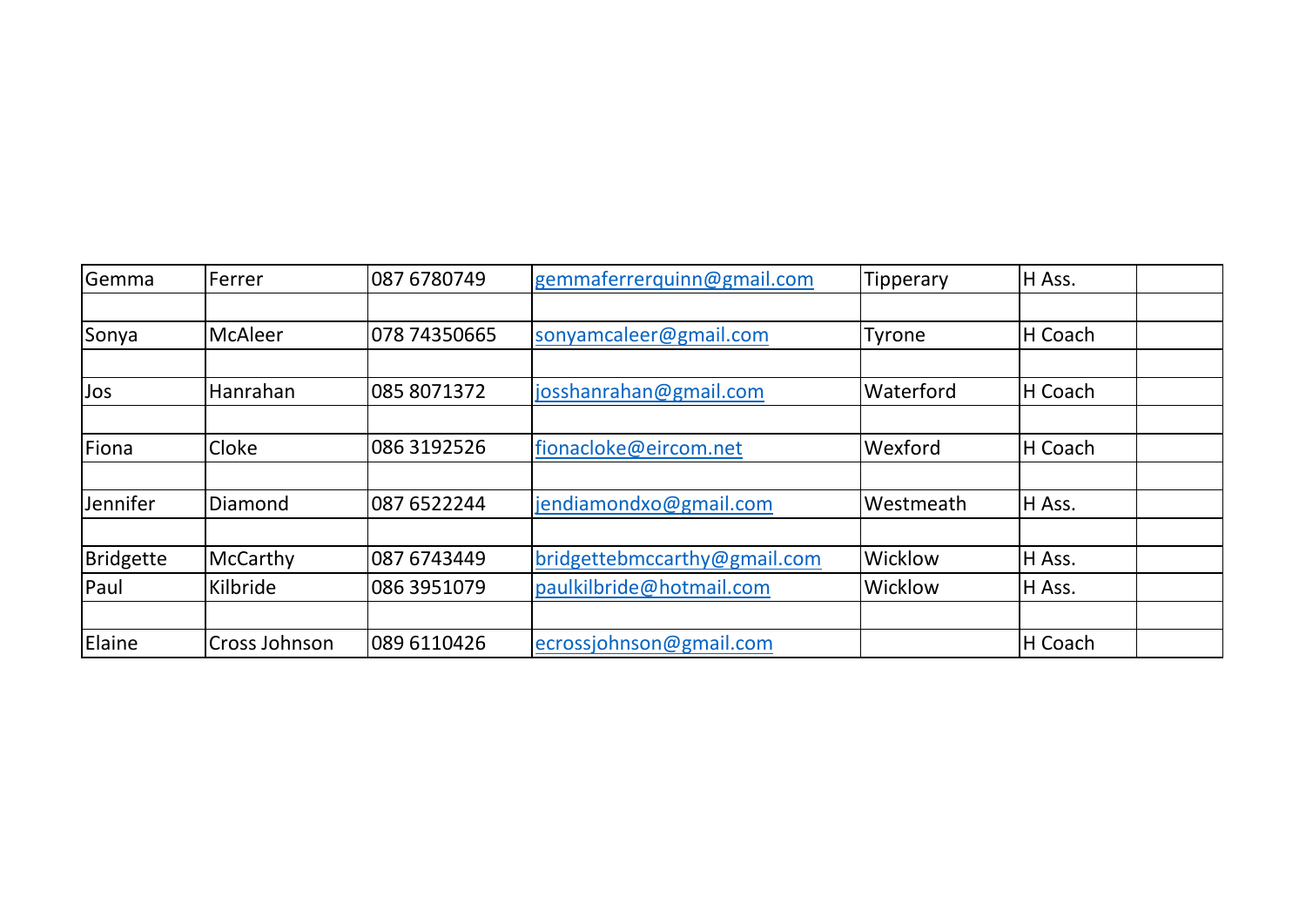| Gemma | Ferrer | 087 6780749 | gemmaferrerquinn@gmail.com | Tipperary | H Ass. | |
|---|---|---|---|---|---|---|
| | | | | | | |
| Sonya | McAleer | 078 74350665 | sonyamcaleer@gmail.com | Tyrone | H Coach | |
| | | | | | | |
| Jos | Hanrahan | 085 8071372 | josshanrahan@gmail.com | Waterford | H Coach | |
| | | | | | | |
| Fiona | Cloke | 086 3192526 | fionacloke@eircom.net | Wexford | H Coach | |
| | | | | | | |
| Jennifer | Diamond | 087 6522244 | jendiamondxo@gmail.com | Westmeath | H Ass. | |
| | | | | | | |
| Bridgette | McCarthy | 087 6743449 | bridgettebmccarthy@gmail.com | Wicklow | H Ass. | |
| Paul | Kilbride | 086 3951079 | paulkilbride@hotmail.com | Wicklow | H Ass. | |
| | | | | | | |
| Elaine | Cross Johnson | 089 6110426 | ecrossjohnson@gmail.com | | H Coach | |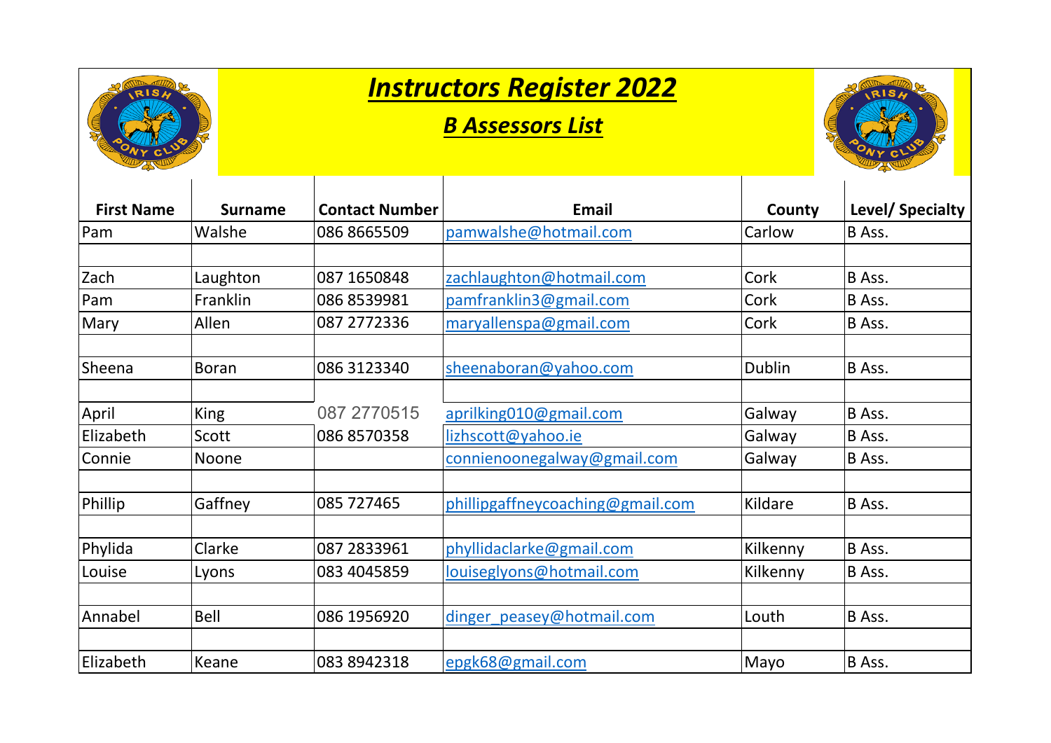# ***Instructors Register 2022***

## ***B Assessors List***

| First Name | Surname | Contact Number | Email | County | Level/ Specialty |
|---|---|---|---|---|---|
| Pam | Walshe | 086 8665509 | pamwalshe@hotmail.com | Carlow | B Ass. |
| | | | | | |
| Zach | Laughton | 087 1650848 | zachlaughton@hotmail.com | Cork | B Ass. |
| Pam | Franklin | 086 8539981 | pamfranklin3@gmail.com | Cork | B Ass. |
| Mary | Allen | 087 2772336 | maryallenspa@gmail.com | Cork | B Ass. |
| | | | | | |
| Sheena | Boran | 086 3123340 | sheenaboran@yahoo.com | Dublin | B Ass. |
| | | | | | |
| April | King | 087 2770515 | aprilking010@gmail.com | Galway | B Ass. |
| Elizabeth | Scott | 086 8570358 | lizhscott@yahoo.ie | Galway | B Ass. |
| Connie | Noone | | connienoonegalway@gmail.com | Galway | B Ass. |
| | | | | | |
| Phillip | Gaffney | 085 727465 | phillipgaffneycoaching@gmail.com | Kildare | B Ass. |
| | | | | | |
| Phylida | Clarke | 087 2833961 | phyllidaclarke@gmail.com | Kilkenny | B Ass. |
| Louise | Lyons | 083 4045859 | louiseglyons@hotmail.com | Kilkenny | B Ass. |
| | | | | | |
| Annabel | Bell | 086 1956920 | dinger_peasey@hotmail.com | Louth | B Ass. |
| | | | | | |
| Elizabeth | Keane | 083 8942318 | epgk68@gmail.com | Mayo | B Ass. |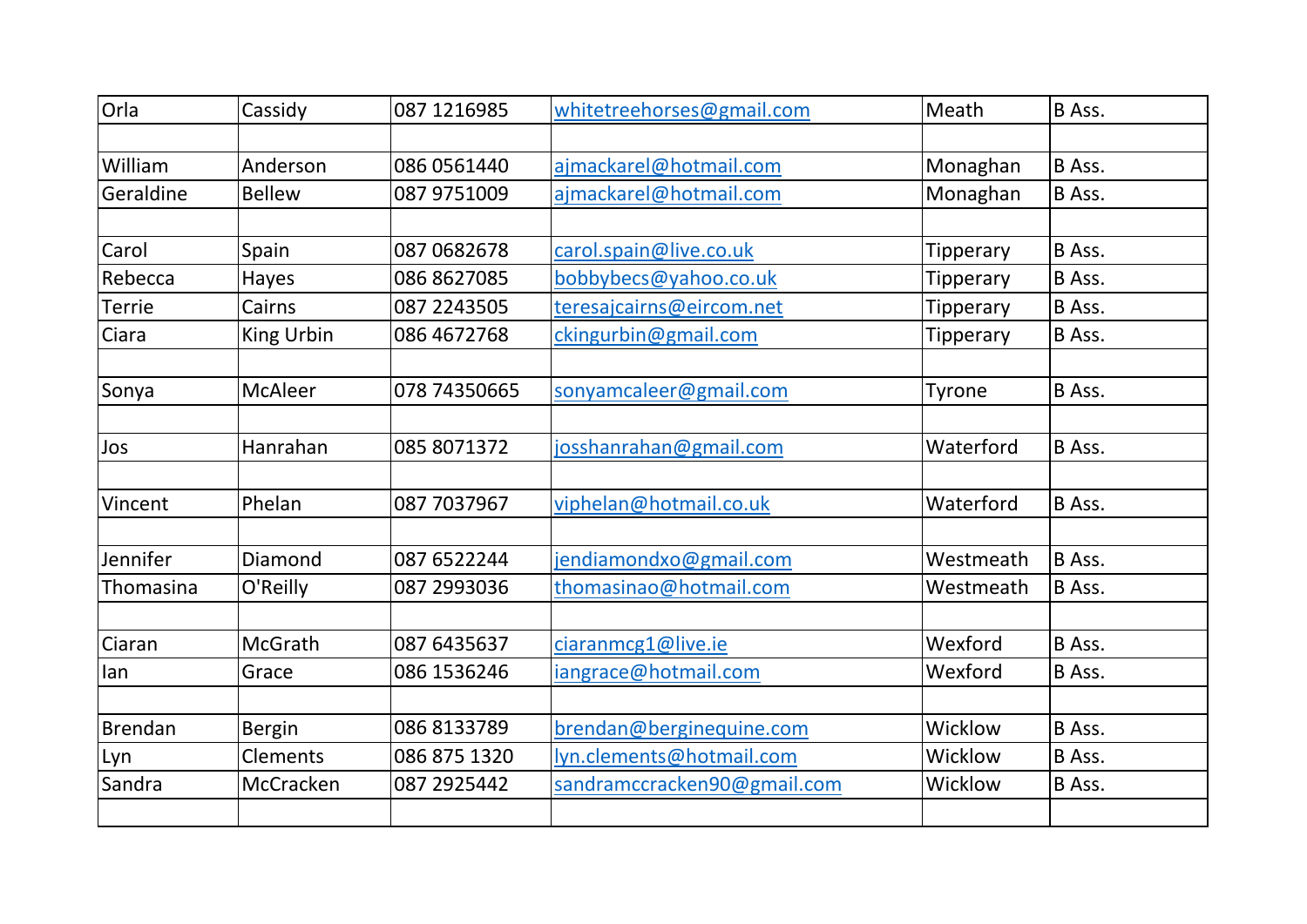| Orla | Cassidy | 087 1216985 | whitetreehorses@gmail.com | Meath | B Ass. |
|---|---|---|---|---|---|
| | | | | | |
| William | Anderson | 086 0561440 | ajmackarel@hotmail.com | Monaghan | B Ass. |
| Geraldine | Bellew | 087 9751009 | ajmackarel@hotmail.com | Monaghan | B Ass. |
| | | | | | |
| Carol | Spain | 087 0682678 | carol.spain@live.co.uk | Tipperary | B Ass. |
| Rebecca | Hayes | 086 8627085 | bobbybecs@yahoo.co.uk | Tipperary | B Ass. |
| Terrie | Cairns | 087 2243505 | teresajcairns@eircom.net | Tipperary | B Ass. |
| Ciara | King Urbin | 086 4672768 | ckingurbin@gmail.com | Tipperary | B Ass. |
| | | | | | |
| Sonya | McAleer | 078 74350665 | sonyamcaleer@gmail.com | Tyrone | B Ass. |
| | | | | | |
| Jos | Hanrahan | 085 8071372 | josshanrahan@gmail.com | Waterford | B Ass. |
| | | | | | |
| Vincent | Phelan | 087 7037967 | viphelan@hotmail.co.uk | Waterford | B Ass. |
| | | | | | |
| Jennifer | Diamond | 087 6522244 | jendiamondxo@gmail.com | Westmeath | B Ass. |
| Thomasina | O'Reilly | 087 2993036 | thomasinao@hotmail.com | Westmeath | B Ass. |
| | | | | | |
| Ciaran | McGrath | 087 6435637 | ciaranmcg1@live.ie | Wexford | B Ass. |
| Ian | Grace | 086 1536246 | iangrace@hotmail.com | Wexford | B Ass. |
| | | | | | |
| Brendan | Bergin | 086 8133789 | brendan@berginequine.com | Wicklow | B Ass. |
| Lyn | Clements | 086 875 1320 | lyn.clements@hotmail.com | Wicklow | B Ass. |
| Sandra | McCracken | 087 2925442 | sandramccracken90@gmail.com | Wicklow | B Ass. |
| | | | | | |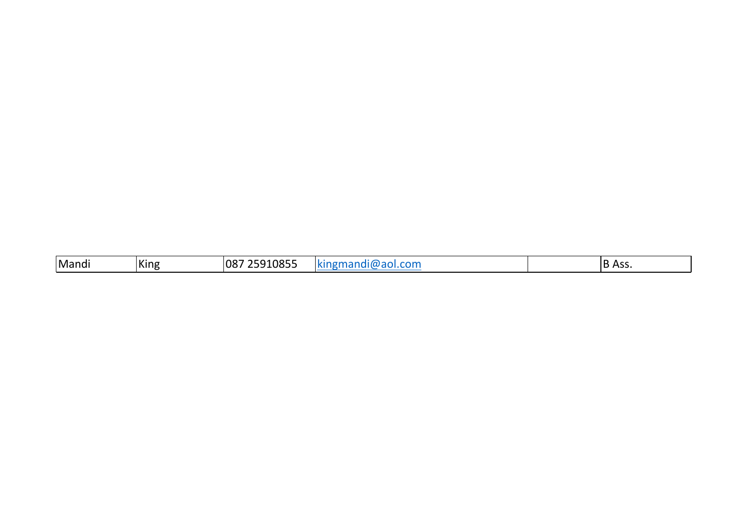| Mandi | King | 087 25910855 | kingmandi@aol.com | | B Ass. |
|---|---|---|---|---|---|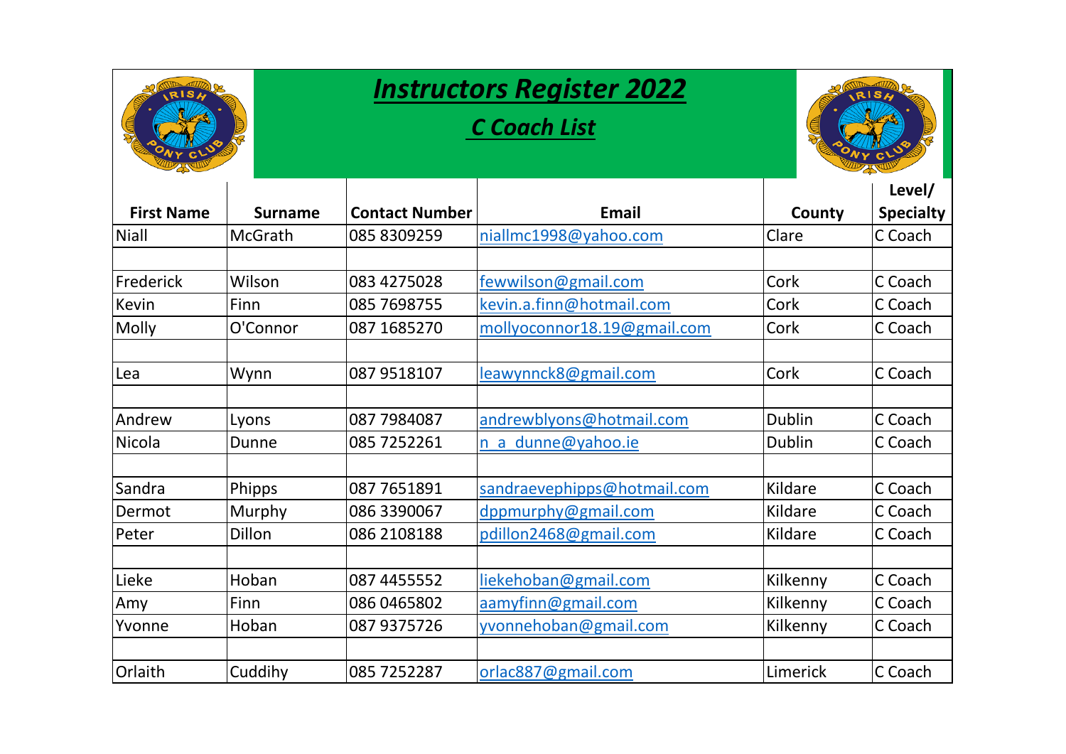# *Instructors Register 2022*

## *C Coach List*

| First Name | Surname | Contact Number | Email | County | Level/ Specialty |
|---|---|---|---|---|---|
| Niall | McGrath | 085 8309259 | niallmc1998@yahoo.com | Clare | C Coach |
| | | | | | |
| Frederick | Wilson | 083 4275028 | fewwilson@gmail.com | Cork | C Coach |
| Kevin | Finn | 085 7698755 | kevin.a.finn@hotmail.com | Cork | C Coach |
| Molly | O'Connor | 087 1685270 | mollyoconnor18.19@gmail.com | Cork | C Coach |
| | | | | | |
| Lea | Wynn | 087 9518107 | leawynnck8@gmail.com | Cork | C Coach |
| | | | | | |
| Andrew | Lyons | 087 7984087 | andrewblyons@hotmail.com | Dublin | C Coach |
| Nicola | Dunne | 085 7252261 | n_a_dunne@yahoo.ie | Dublin | C Coach |
| | | | | | |
| Sandra | Phipps | 087 7651891 | sandraevephipps@hotmail.com | Kildare | C Coach |
| Dermot | Murphy | 086 3390067 | dppmurphy@gmail.com | Kildare | C Coach |
| Peter | Dillon | 086 2108188 | pdillon2468@gmail.com | Kildare | C Coach |
| | | | | | |
| Lieke | Hoban | 087 4455552 | liekehoban@gmail.com | Kilkenny | C Coach |
| Amy | Finn | 086 0465802 | aamyfinn@gmail.com | Kilkenny | C Coach |
| Yvonne | Hoban | 087 9375726 | yvonnehoban@gmail.com | Kilkenny | C Coach |
| | | | | | |
| Orlaith | Cuddihy | 085 7252287 | orlac887@gmail.com | Limerick | C Coach |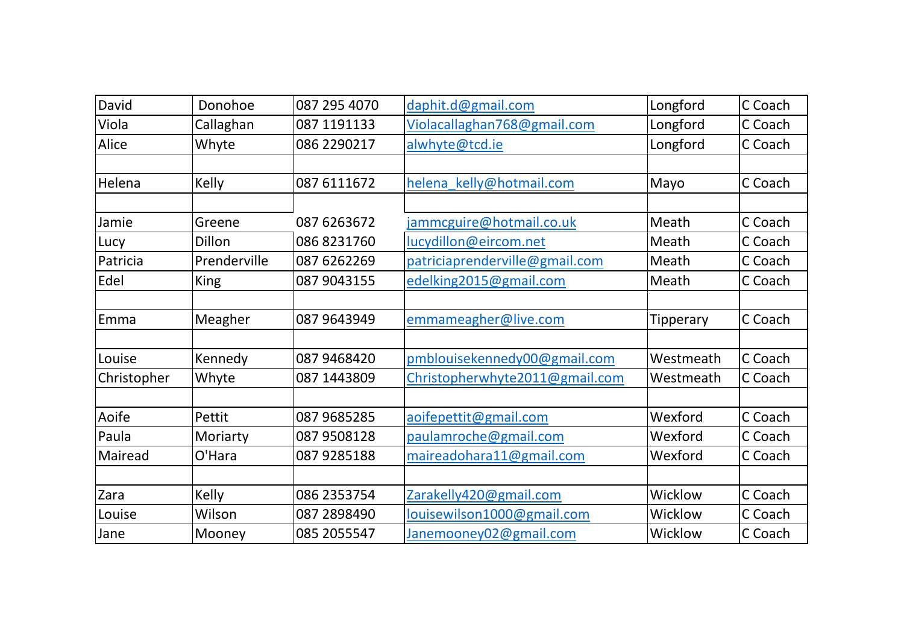| | | | | | |
|---|---|---|---|---|---|
| David | Donohoe | 087 295 4070 | daphit.d@gmail.com | Longford | C Coach |
| Viola | Callaghan | 087 1191133 | Violacallaghan768@gmail.com | Longford | C Coach |
| Alice | Whyte | 086 2290217 | alwhyte@tcd.ie | Longford | C Coach |
| | | | | | |
| Helena | Kelly | 087 6111672 | helena_kelly@hotmail.com | Mayo | C Coach |
| | | | | | |
| Jamie | Greene | 087 6263672 | jammcguire@hotmail.co.uk | Meath | C Coach |
| Lucy | Dillon | 086 8231760 | lucydillon@eircom.net | Meath | C Coach |
| Patricia | Prenderville | 087 6262269 | patriciaprenderville@gmail.com | Meath | C Coach |
| Edel | King | 087 9043155 | edelking2015@gmail.com | Meath | C Coach |
| | | | | | |
| Emma | Meagher | 087 9643949 | emmameagher@live.com | Tipperary | C Coach |
| | | | | | |
| Louise | Kennedy | 087 9468420 | pmblouisekennedy00@gmail.com | Westmeath | C Coach |
| Christopher | Whyte | 087 1443809 | Christopherwhyte2011@gmail.com | Westmeath | C Coach |
| | | | | | |
| Aoife | Pettit | 087 9685285 | aoifepettit@gmail.com | Wexford | C Coach |
| Paula | Moriarty | 087 9508128 | paulamroche@gmail.com | Wexford | C Coach |
| Mairead | O'Hara | 087 9285188 | maireadohara11@gmail.com | Wexford | C Coach |
| | | | | | |
| Zara | Kelly | 086 2353754 | Zarakelly420@gmail.com | Wicklow | C Coach |
| Louise | Wilson | 087 2898490 | louisewilson1000@gmail.com | Wicklow | C Coach |
| Jane | Mooney | 085 2055547 | Janemooney02@gmail.com | Wicklow | C Coach |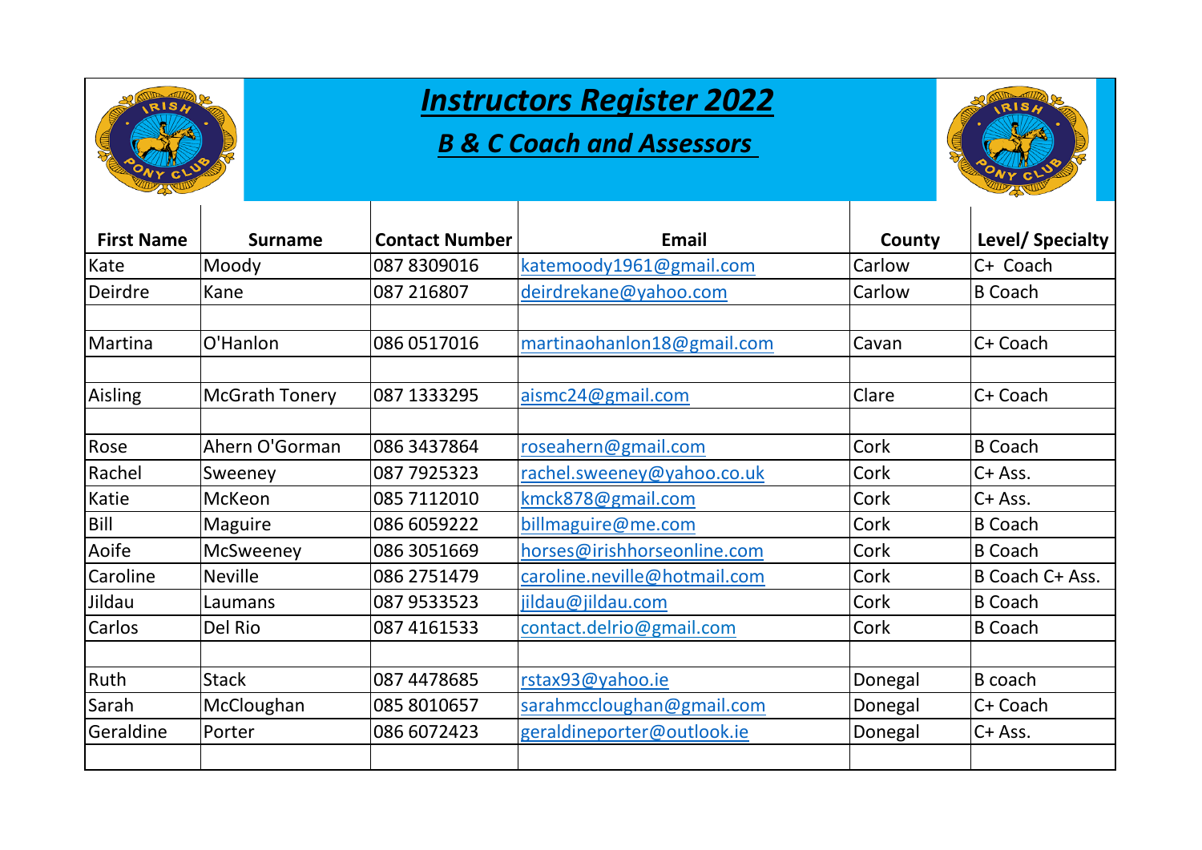# *Instructors Register 2022*

## *B & C Coach and Assessors*

| First Name | Surname | Contact Number | Email | County | Level/ Specialty |
|---|---|---|---|---|---|
| Kate | Moody | 087 8309016 | katemoody1961@gmail.com | Carlow | C+ Coach |
| Deirdre | Kane | 087 216807 | deirdrekane@yahoo.com | Carlow | B Coach |
| | | | | | |
| Martina | O'Hanlon | 086 0517016 | martinaohanlon18@gmail.com | Cavan | C+ Coach |
| | | | | | |
| Aisling | McGrath Tonery | 087 1333295 | aismc24@gmail.com | Clare | C+ Coach |
| | | | | | |
| Rose | Ahern O'Gorman | 086 3437864 | roseahern@gmail.com | Cork | B Coach |
| Rachel | Sweeney | 087 7925323 | rachel.sweeney@yahoo.co.uk | Cork | C+ Ass. |
| Katie | McKeon | 085 7112010 | kmck878@gmail.com | Cork | C+ Ass. |
| Bill | Maguire | 086 6059222 | billmaguire@me.com | Cork | B Coach |
| Aoife | McSweeney | 086 3051669 | horses@irishhorseonline.com | Cork | B Coach |
| Caroline | Neville | 086 2751479 | caroline.neville@hotmail.com | Cork | B Coach C+ Ass. |
| Jildau | Laumans | 087 9533523 | jildau@jildau.com | Cork | B Coach |
| Carlos | Del Rio | 087 4161533 | contact.delrio@gmail.com | Cork | B Coach |
| | | | | | |
| Ruth | Stack | 087 4478685 | rstax93@yahoo.ie | Donegal | B coach |
| Sarah | McCloughan | 085 8010657 | sarahmccloughan@gmail.com | Donegal | C+ Coach |
| Geraldine | Porter | 086 6072423 | geraldineporter@outlook.ie | Donegal | C+ Ass. |
| | | | | | |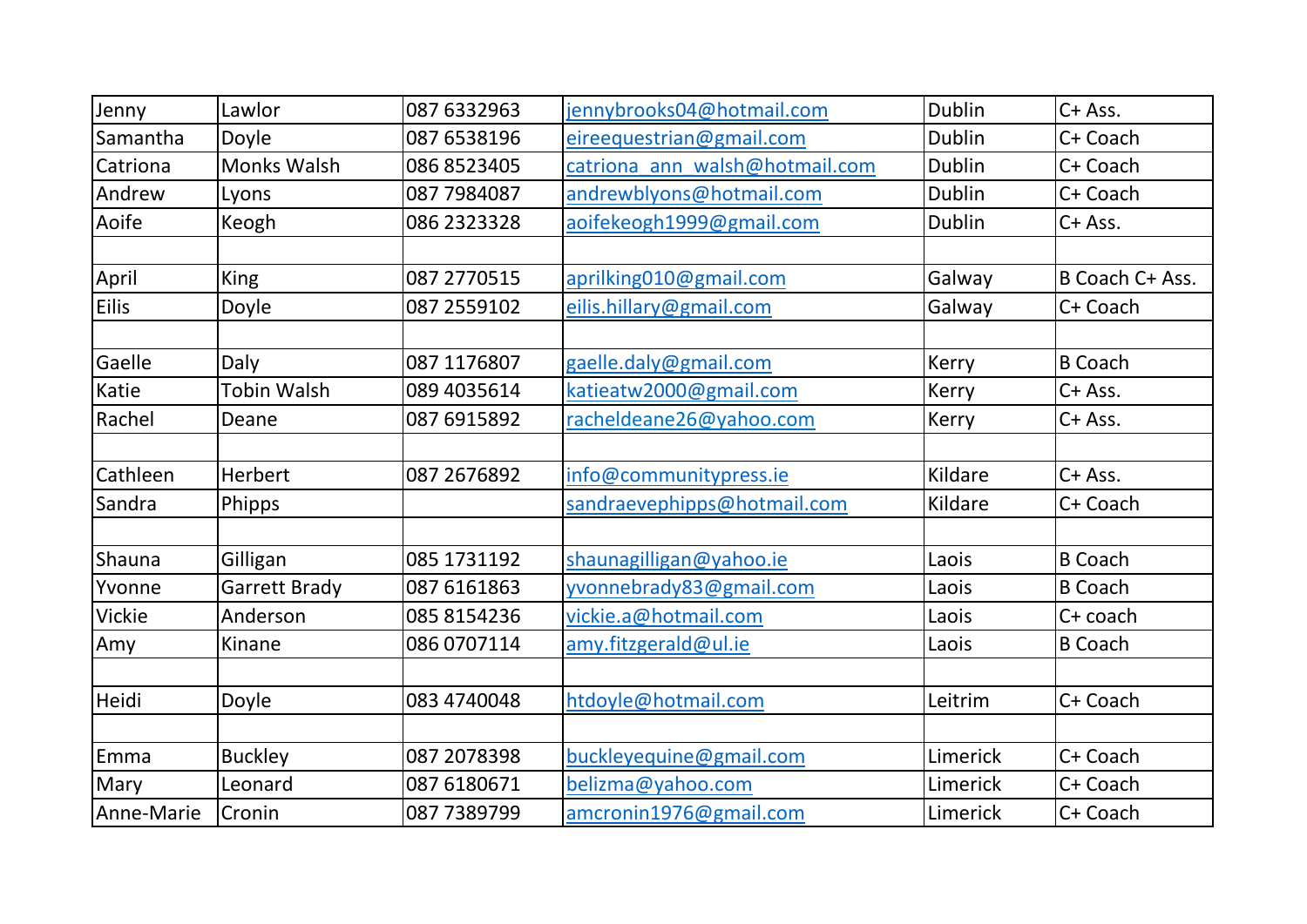| | | | | | |
|---|---|---|---|---|---|
| Jenny | Lawlor | 087 6332963 | jennybrooks04@hotmail.com | Dublin | C+ Ass. |
| Samantha | Doyle | 087 6538196 | eireequestrian@gmail.com | Dublin | C+ Coach |
| Catriona | Monks Walsh | 086 8523405 | catriona_ann_walsh@hotmail.com | Dublin | C+ Coach |
| Andrew | Lyons | 087 7984087 | andrewblyons@hotmail.com | Dublin | C+ Coach |
| Aoife | Keogh | 086 2323328 | aoifekeogh1999@gmail.com | Dublin | C+ Ass. |
| | | | | | |
| April | King | 087 2770515 | aprilking010@gmail.com | Galway | B Coach C+ Ass. |
| Eilis | Doyle | 087 2559102 | eilis.hillary@gmail.com | Galway | C+ Coach |
| | | | | | |
| Gaelle | Daly | 087 1176807 | gaelle.daly@gmail.com | Kerry | B Coach |
| Katie | Tobin Walsh | 089 4035614 | katieatw2000@gmail.com | Kerry | C+ Ass. |
| Rachel | Deane | 087 6915892 | racheldeane26@yahoo.com | Kerry | C+ Ass. |
| | | | | | |
| Cathleen | Herbert | 087 2676892 | info@communitypress.ie | Kildare | C+ Ass. |
| Sandra | Phipps | | sandraevephipps@hotmail.com | Kildare | C+ Coach |
| | | | | | |
| Shauna | Gilligan | 085 1731192 | shaunagilligan@yahoo.ie | Laois | B Coach |
| Yvonne | Garrett Brady | 087 6161863 | yvonnebrady83@gmail.com | Laois | B Coach |
| Vickie | Anderson | 085 8154236 | vickie.a@hotmail.com | Laois | C+ coach |
| Amy | Kinane | 086 0707114 | amy.fitzgerald@ul.ie | Laois | B Coach |
| | | | | | |
| Heidi | Doyle | 083 4740048 | htdoyle@hotmail.com | Leitrim | C+ Coach |
| | | | | | |
| Emma | Buckley | 087 2078398 | buckleyequine@gmail.com | Limerick | C+ Coach |
| Mary | Leonard | 087 6180671 | belizma@yahoo.com | Limerick | C+ Coach |
| Anne-Marie | Cronin | 087 7389799 | amcronin1976@gmail.com | Limerick | C+ Coach |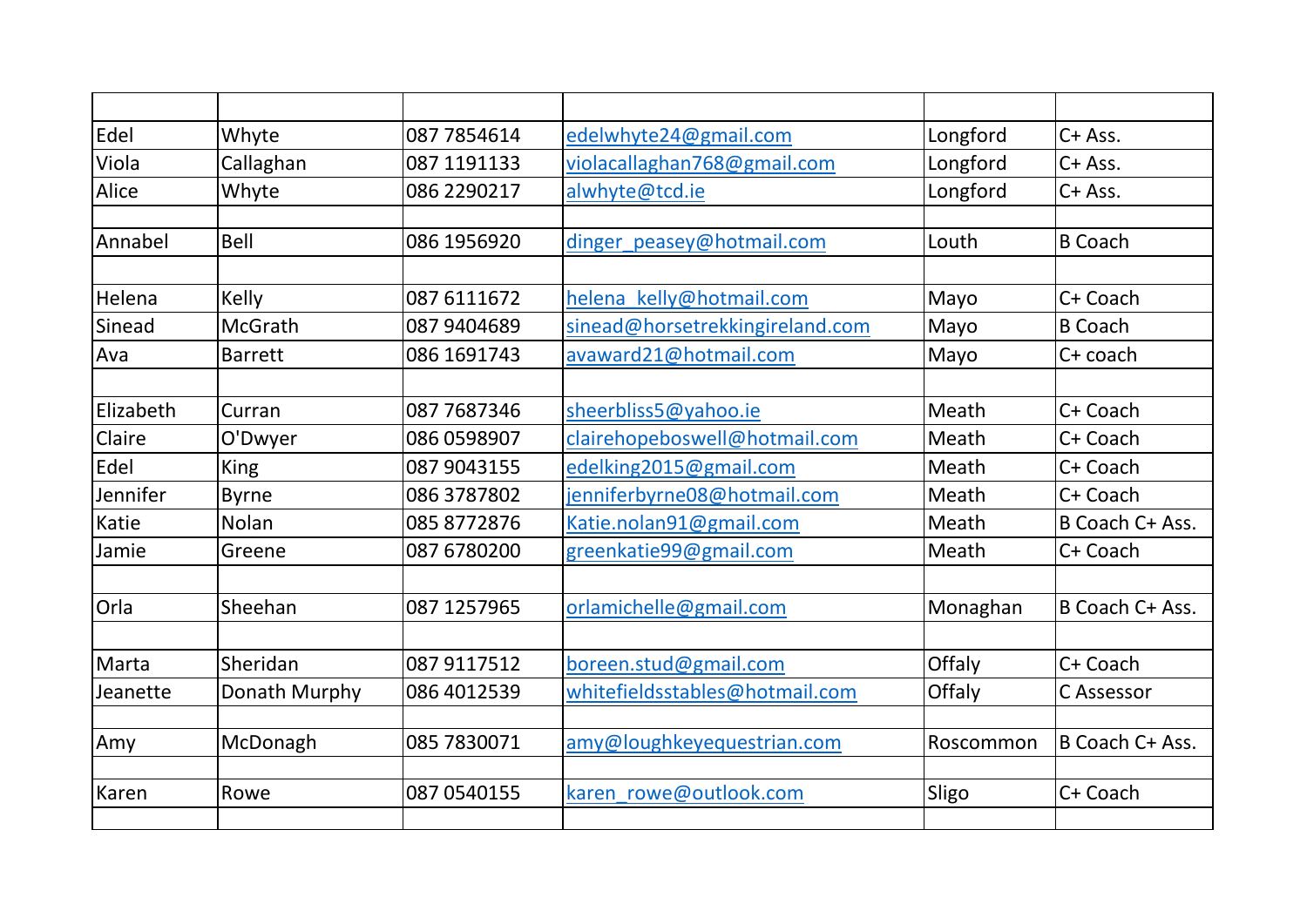| | | | | | |
|---|---|---|---|---|---|
| Edel | Whyte | 087 7854614 | edelwhyte24@gmail.com | Longford | C+ Ass. |
| Viola | Callaghan | 087 1191133 | violacallaghan768@gmail.com | Longford | C+ Ass. |
| Alice | Whyte | 086 2290217 | alwhyte@tcd.ie | Longford | C+ Ass. |
| | | | | | |
| Annabel | Bell | 086 1956920 | dinger_peasey@hotmail.com | Louth | B Coach |
| | | | | | |
| Helena | Kelly | 087 6111672 | helena_kelly@hotmail.com | Mayo | C+ Coach |
| Sinead | McGrath | 087 9404689 | sinead@horsetrekkingireland.com | Mayo | B Coach |
| Ava | Barrett | 086 1691743 | avaward21@hotmail.com | Mayo | C+ coach |
| | | | | | |
| Elizabeth | Curran | 087 7687346 | sheerbliss5@yahoo.ie | Meath | C+ Coach |
| Claire | O'Dwyer | 086 0598907 | clairehopeboswell@hotmail.com | Meath | C+ Coach |
| Edel | King | 087 9043155 | edelking2015@gmail.com | Meath | C+ Coach |
| Jennifer | Byrne | 086 3787802 | jenniferbyrne08@hotmail.com | Meath | C+ Coach |
| Katie | Nolan | 085 8772876 | Katie.nolan91@gmail.com | Meath | B Coach C+ Ass. |
| Jamie | Greene | 087 6780200 | greenkatie99@gmail.com | Meath | C+ Coach |
| | | | | | |
| Orla | Sheehan | 087 1257965 | orlamichelle@gmail.com | Monaghan | B Coach C+ Ass. |
| | | | | | |
| Marta | Sheridan | 087 9117512 | boreen.stud@gmail.com | Offaly | C+ Coach |
| Jeanette | Donath Murphy | 086 4012539 | whitefieldsstables@hotmail.com | Offaly | C Assessor |
| | | | | | |
| Amy | McDonagh | 085 7830071 | amy@loughkeyequestrian.com | Roscommon | B Coach C+ Ass. |
| | | | | | |
| Karen | Rowe | 087 0540155 | karen_rowe@outlook.com | Sligo | C+ Coach |
| | | | | | |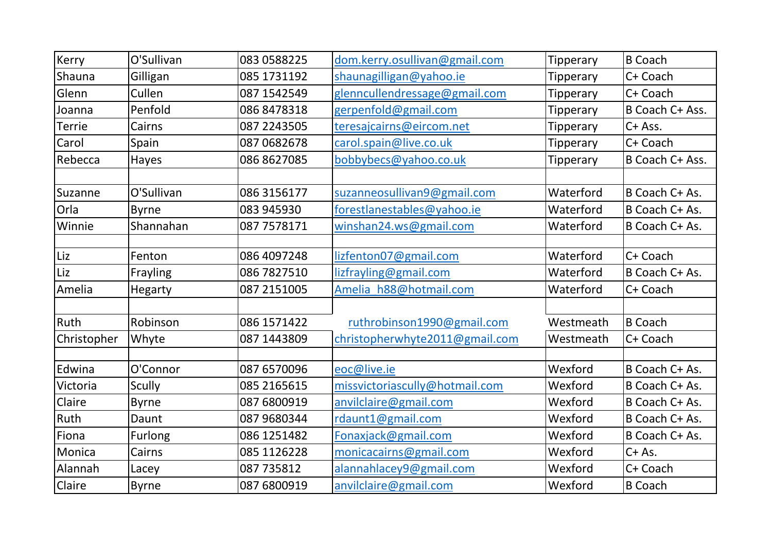| Kerry | O'Sullivan | 083 0588225 | dom.kerry.osullivan@gmail.com | Tipperary | B Coach |
|---|---|---|---|---|---|
| Shauna | Gilligan | 085 1731192 | shaunagilligan@yahoo.ie | Tipperary | C+ Coach |
| Glenn | Cullen | 087 1542549 | glenncullendressage@gmail.com | Tipperary | C+ Coach |
| Joanna | Penfold | 086 8478318 | gerpenfold@gmail.com | Tipperary | B Coach C+ Ass. |
| Terrie | Cairns | 087 2243505 | teresajcairns@eircom.net | Tipperary | C+ Ass. |
| Carol | Spain | 087 0682678 | carol.spain@live.co.uk | Tipperary | C+ Coach |
| Rebecca | Hayes | 086 8627085 | bobbybecs@yahoo.co.uk | Tipperary | B Coach C+ Ass. |
| | | | | | |
| Suzanne | O'Sullivan | 086 3156177 | suzanneosullivan9@gmail.com | Waterford | B Coach C+ As. |
| Orla | Byrne | 083 945930 | forestlanestables@yahoo.ie | Waterford | B Coach C+ As. |
| Winnie | Shannahan | 087 7578171 | winshan24.ws@gmail.com | Waterford | B Coach C+ As. |
| | | | | | |
| Liz | Fenton | 086 4097248 | lizfenton07@gmail.com | Waterford | C+ Coach |
| Liz | Frayling | 086 7827510 | lizfrayling@gmail.com | Waterford | B Coach C+ As. |
| Amelia | Hegarty | 087 2151005 | Amelia_h88@hotmail.com | Waterford | C+ Coach |
| | | | | | |
| Ruth | Robinson | 086 1571422 | ruthrobinson1990@gmail.com | Westmeath | B Coach |
| Christopher | Whyte | 087 1443809 | christopherwhyte2011@gmail.com | Westmeath | C+ Coach |
| | | | | | |
| Edwina | O'Connor | 087 6570096 | eoc@live.ie | Wexford | B Coach C+ As. |
| Victoria | Scully | 085 2165615 | missvictoriascully@hotmail.com | Wexford | B Coach C+ As. |
| Claire | Byrne | 087 6800919 | anvilclaire@gmail.com | Wexford | B Coach C+ As. |
| Ruth | Daunt | 087 9680344 | rdaunt1@gmail.com | Wexford | B Coach C+ As. |
| Fiona | Furlong | 086 1251482 | Fonaxjack@gmail.com | Wexford | B Coach C+ As. |
| Monica | Cairns | 085 1126228 | monicacairns@gmail.com | Wexford | C+ As. |
| Alannah | Lacey | 087 735812 | alannahlacey9@gmail.com | Wexford | C+ Coach |
| Claire | Byrne | 087 6800919 | anvilclaire@gmail.com | Wexford | B Coach |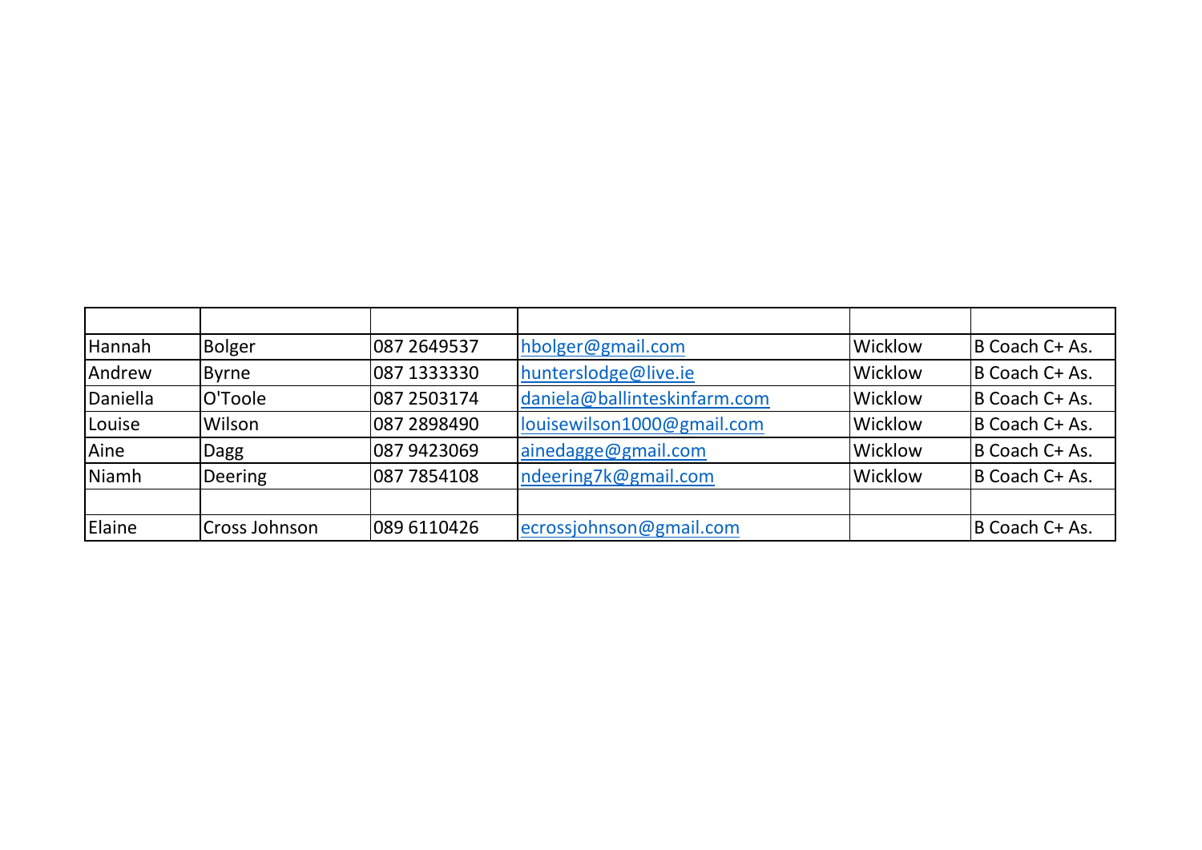| | | | | | |
|---|---|---|---|---|---|
| Hannah | Bolger | 087 2649537 | hbolger@gmail.com | Wicklow | B Coach C+ As. |
| Andrew | Byrne | 087 1333330 | hunterslodge@live.ie | Wicklow | B Coach C+ As. |
| Daniella | O'Toole | 087 2503174 | daniela@ballinteskinfarm.com | Wicklow | B Coach C+ As. |
| Louise | Wilson | 087 2898490 | louisewilson1000@gmail.com | Wicklow | B Coach C+ As. |
| Aine | Dagg | 087 9423069 | ainedagge@gmail.com | Wicklow | B Coach C+ As. |
| Niamh | Deering | 087 7854108 | ndeering7k@gmail.com | Wicklow | B Coach C+ As. |
| | | | | | |
| Elaine | Cross Johnson | 089 6110426 | ecrossjohnson@gmail.com | | B Coach C+ As. |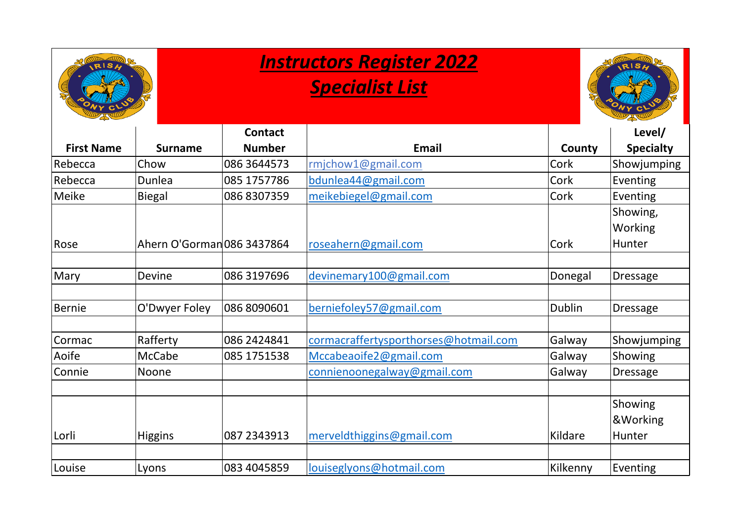# ***Instructors Register 2022***

## ***Specialist List***

| First Name | Surname | Contact Number | Email | County | Level/ Specialty |
|---|---|---|---|---|---|
| Rebecca | Chow | 086 3644573 | rmjchow1@gmail.com | Cork | Showjumping |
| Rebecca | Dunlea | 085 1757786 | bdunlea44@gmail.com | Cork | Eventing |
| Meike | Biegal | 086 8307359 | meikebiegel@gmail.com | Cork | Eventing |
| Rose | Ahern O'Gorman | 086 3437864 | roseahern@gmail.com | Cork | Showing, Working Hunter |
| | | | | | |
| Mary | Devine | 086 3197696 | devinemary100@gmail.com | Donegal | Dressage |
| | | | | | |
| Bernie | O'Dwyer Foley | 086 8090601 | berniefoley57@gmail.com | Dublin | Dressage |
| | | | | | |
| Cormac | Rafferty | 086 2424841 | cormacraffertysporthorses@hotmail.com | Galway | Showjumping |
| Aoife | McCabe | 085 1751538 | Mccabeaoife2@gmail.com | Galway | Showing |
| Connie | Noone | | connienoonegalway@gmail.com | Galway | Dressage |
| | | | | | |
| Lorli | Higgins | 087 2343913 | merveldthiggins@gmail.com | Kildare | Showing &Working Hunter |
| | | | | | |
| Louise | Lyons | 083 4045859 | louiseglyons@hotmail.com | Kilkenny | Eventing |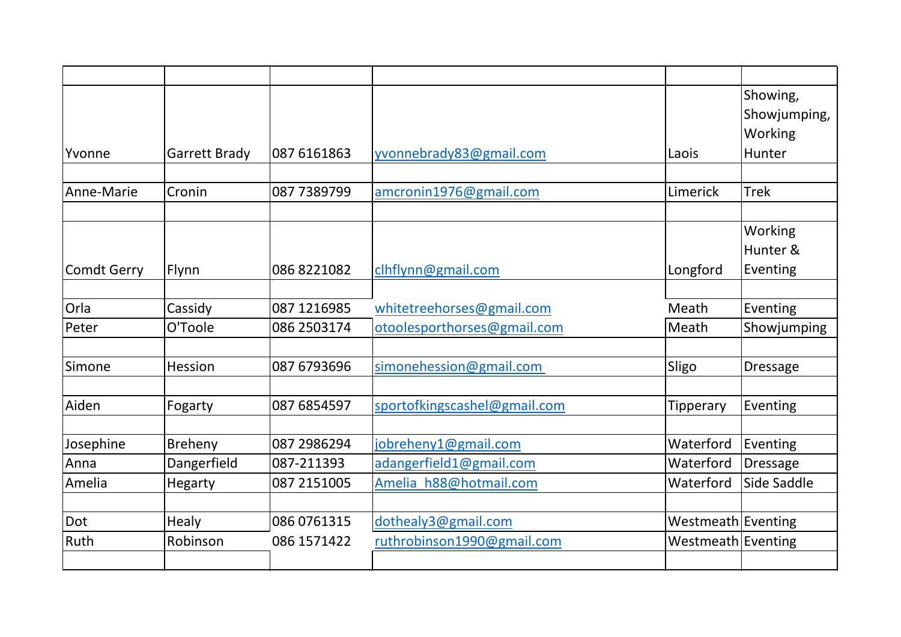| | | | | | |
|---|---|---|---|---|---|
| Yvonne | Garrett Brady | 087 6161863 | yvonnebrady83@gmail.com | Laois | Showing, Showjumping, Working Hunter |
| | | | | | |
| Anne-Marie | Cronin | 087 7389799 | amcronin1976@gmail.com | Limerick | Trek |
| | | | | | |
| Comdt Gerry | Flynn | 086 8221082 | clhflynn@gmail.com | Longford | Working Hunter & Eventing |
| | | | | | |
| Orla | Cassidy | 087 1216985 | whitetreehorses@gmail.com | Meath | Eventing |
| Peter | O'Toole | 086 2503174 | otoolesporthorses@gmail.com | Meath | Showjumping |
| | | | | | |
| Simone | Hession | 087 6793696 | simonehession@gmail.com | Sligo | Dressage |
| | | | | | |
| Aiden | Fogarty | 087 6854597 | sportofkingscashel@gmail.com | Tipperary | Eventing |
| | | | | | |
| Josephine | Breheny | 087 2986294 | jobreheny1@gmail.com | Waterford | Eventing |
| Anna | Dangerfield | 087-211393 | adangerfield1@gmail.com | Waterford | Dressage |
| Amelia | Hegarty | 087 2151005 | Amelia_h88@hotmail.com | Waterford | Side Saddle |
| | | | | | |
| Dot | Healy | 086 0761315 | dothealy3@gmail.com | Westmeath | Eventing |
| Ruth | Robinson | 086 1571422 | ruthrobinson1990@gmail.com | Westmeath | Eventing |
| | | | | | |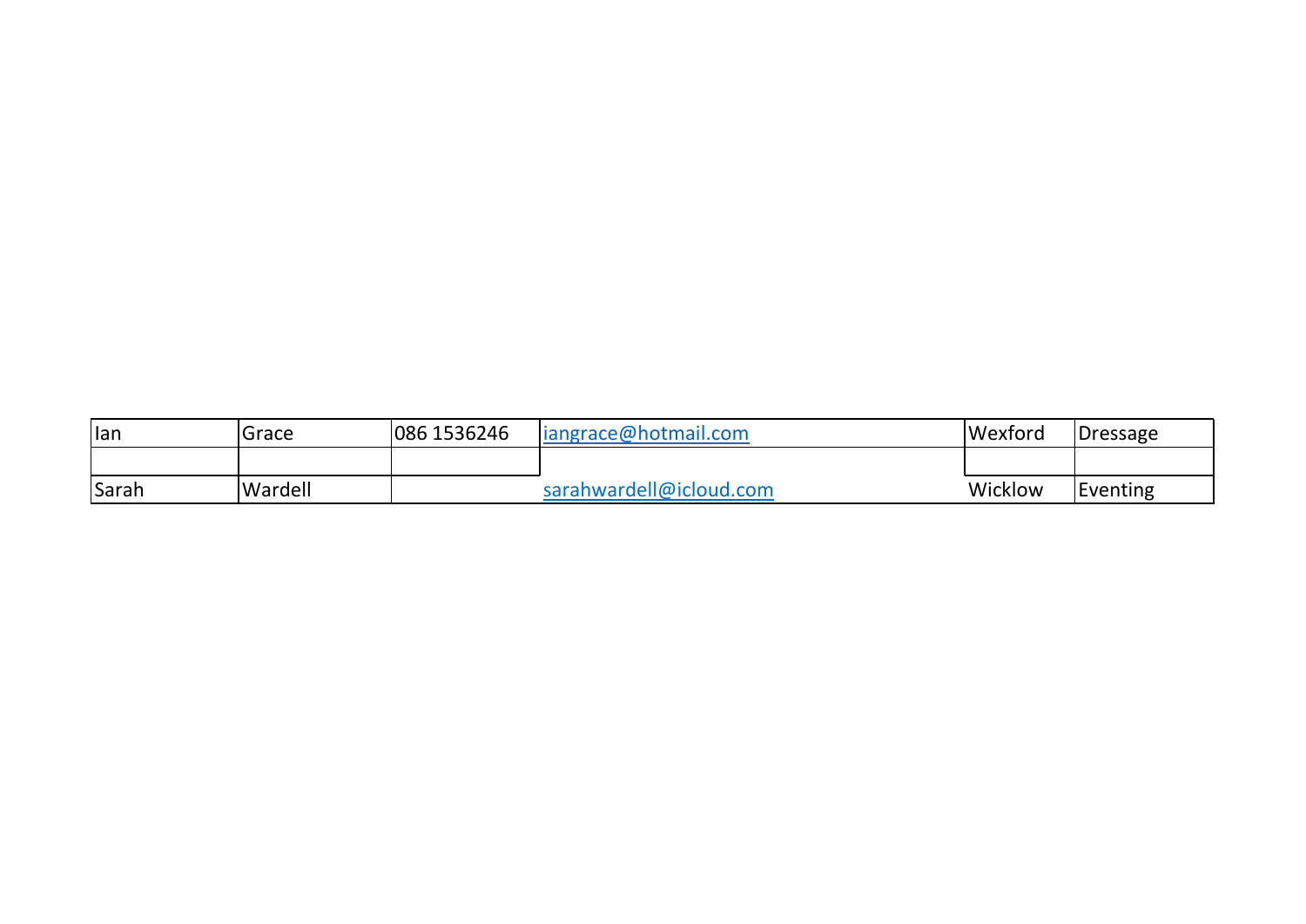| Ian | Grace | 086 1536246 | iangrace@hotmail.com | Wexford | Dressage |
|---|---|---|---|---|---|
| | | | | | |
| Sarah | Wardell | | sarahwardell@icloud.com | Wicklow | Eventing |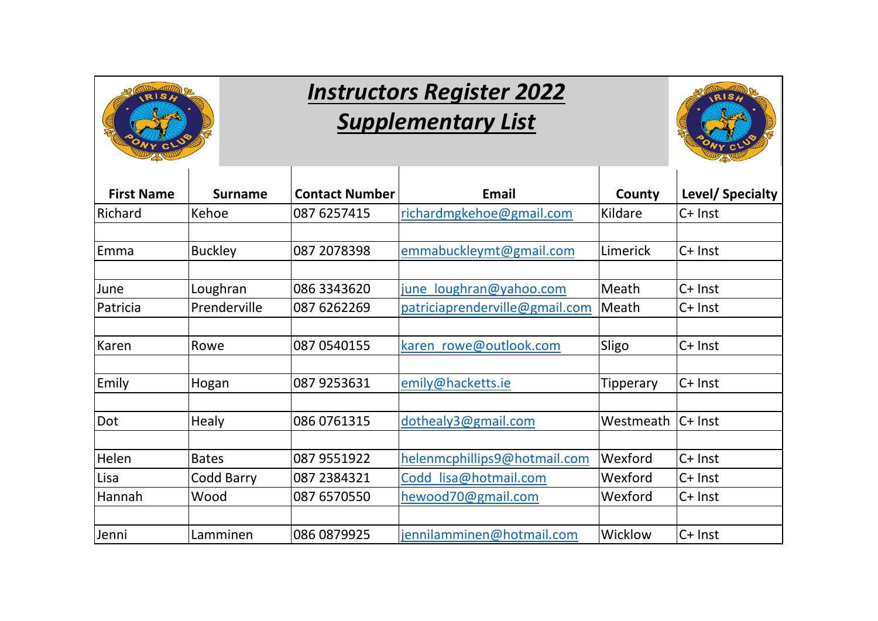# *Instructors Register 2022*
## *Supplementary List*

| First Name | Surname | Contact Number | Email | County | Level/ Specialty |
|---|---|---|---|---|---|
| Richard | Kehoe | 087 6257415 | richardmgkehoe@gmail.com | Kildare | C+ Inst |
| | | | | | |
| Emma | Buckley | 087 2078398 | emmabuckleymt@gmail.com | Limerick | C+ Inst |
| | | | | | |
| June | Loughran | 086 3343620 | june_loughran@yahoo.com | Meath | C+ Inst |
| Patricia | Prenderville | 087 6262269 | patriciaprenderville@gmail.com | Meath | C+ Inst |
| | | | | | |
| Karen | Rowe | 087 0540155 | karen_rowe@outlook.com | Sligo | C+ Inst |
| | | | | | |
| Emily | Hogan | 087 9253631 | emily@hacketts.ie | Tipperary | C+ Inst |
| | | | | | |
| Dot | Healy | 086 0761315 | dothealy3@gmail.com | Westmeath | C+ Inst |
| | | | | | |
| Helen | Bates | 087 9551922 | helenmcphillips9@hotmail.com | Wexford | C+ Inst |
| Lisa | Codd Barry | 087 2384321 | Codd_lisa@hotmail.com | Wexford | C+ Inst |
| Hannah | Wood | 087 6570550 | hewood70@gmail.com | Wexford | C+ Inst |
| | | | | | |
| Jenni | Lamminen | 086 0879925 | jennilamminen@hotmail.com | Wicklow | C+ Inst |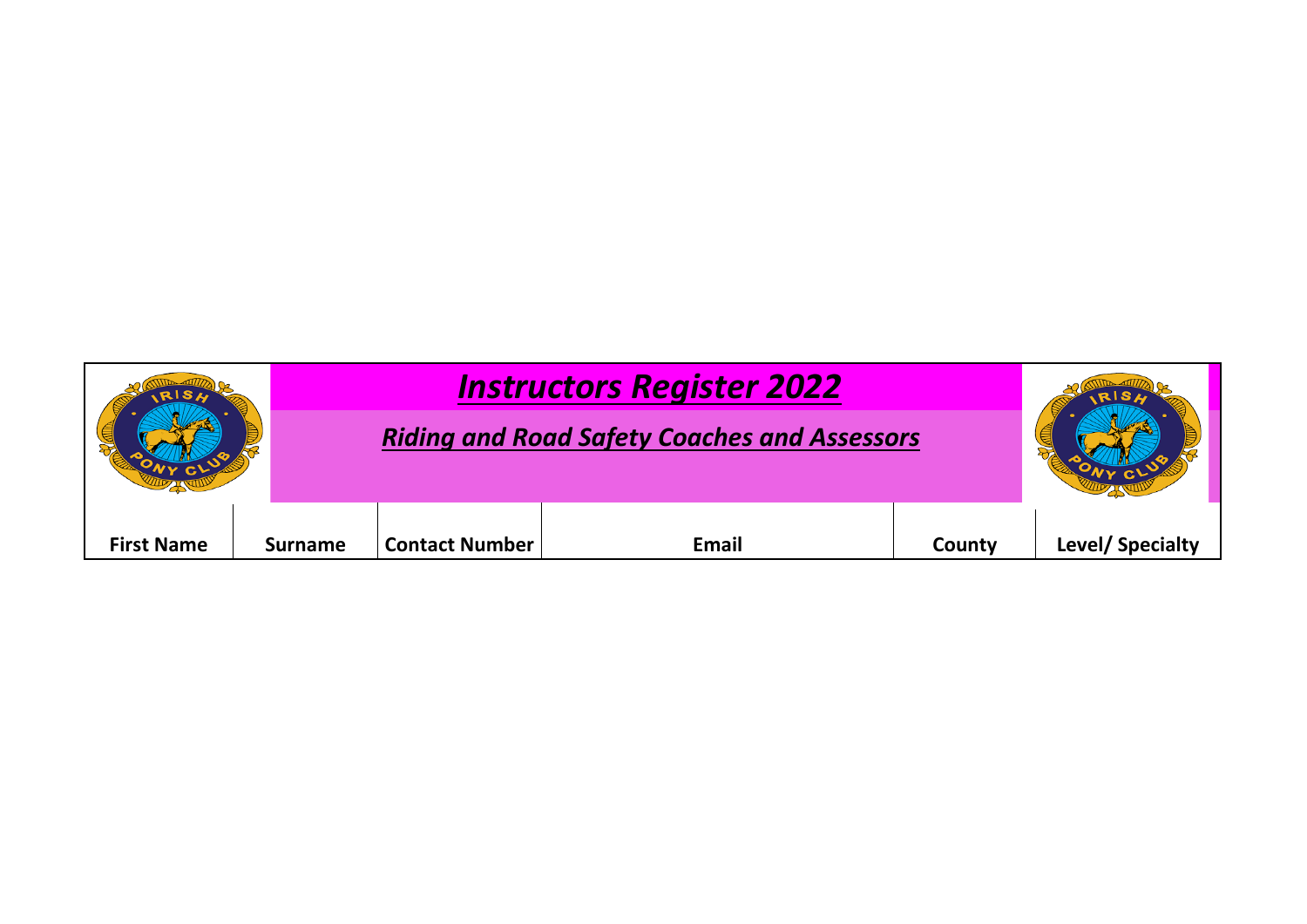# ***Instructors Register 2022***

## ***Riding and Road Safety Coaches and Assessors***

| First Name | Surname | Contact Number | Email | County | Level/ Specialty |
|---|---|---|---|---|---|